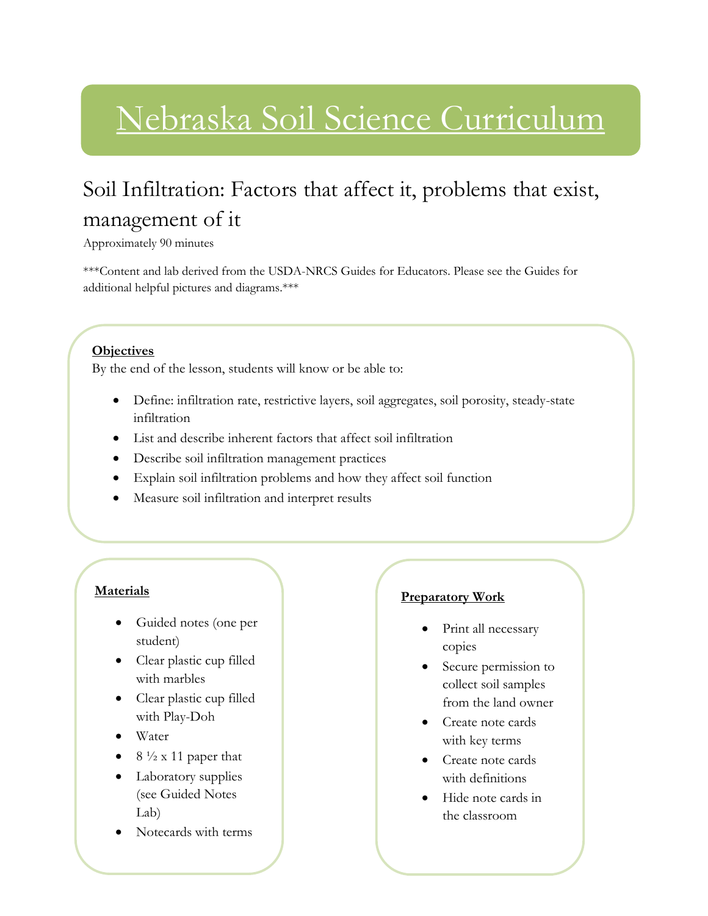# Nebraska Soil Science Curriculum

## Soil Infiltration: Factors that affect it, problems that exist, management of it

Approximately 90 minutes

***Content and lab derived from the USDA-NRCS Guides for Educators. Please see the Guides for additional helpful pictures and diagrams.***

**Objectives**

By the end of the lesson, students will know or be able to:

- Define: infiltration rate, restrictive layers, soil aggregates, soil porosity, steady-state infiltration
- List and describe inherent factors that affect soil infiltration
- Describe soil infiltration management practices
- Explain soil infiltration problems and how they affect soil function
- Measure soil infiltration and interpret results

**Materials**

- Guided notes (one per student)
- Clear plastic cup filled with marbles
- Clear plastic cup filled with Play-Doh
- Water
- 8 ½ x 11 paper that
- Laboratory supplies (see Guided Notes Lab)
- Notecards with terms

**Preparatory Work**

- Print all necessary copies
- Secure permission to collect soil samples from the land owner
- Create note cards with key terms
- Create note cards with definitions
- Hide note cards in the classroom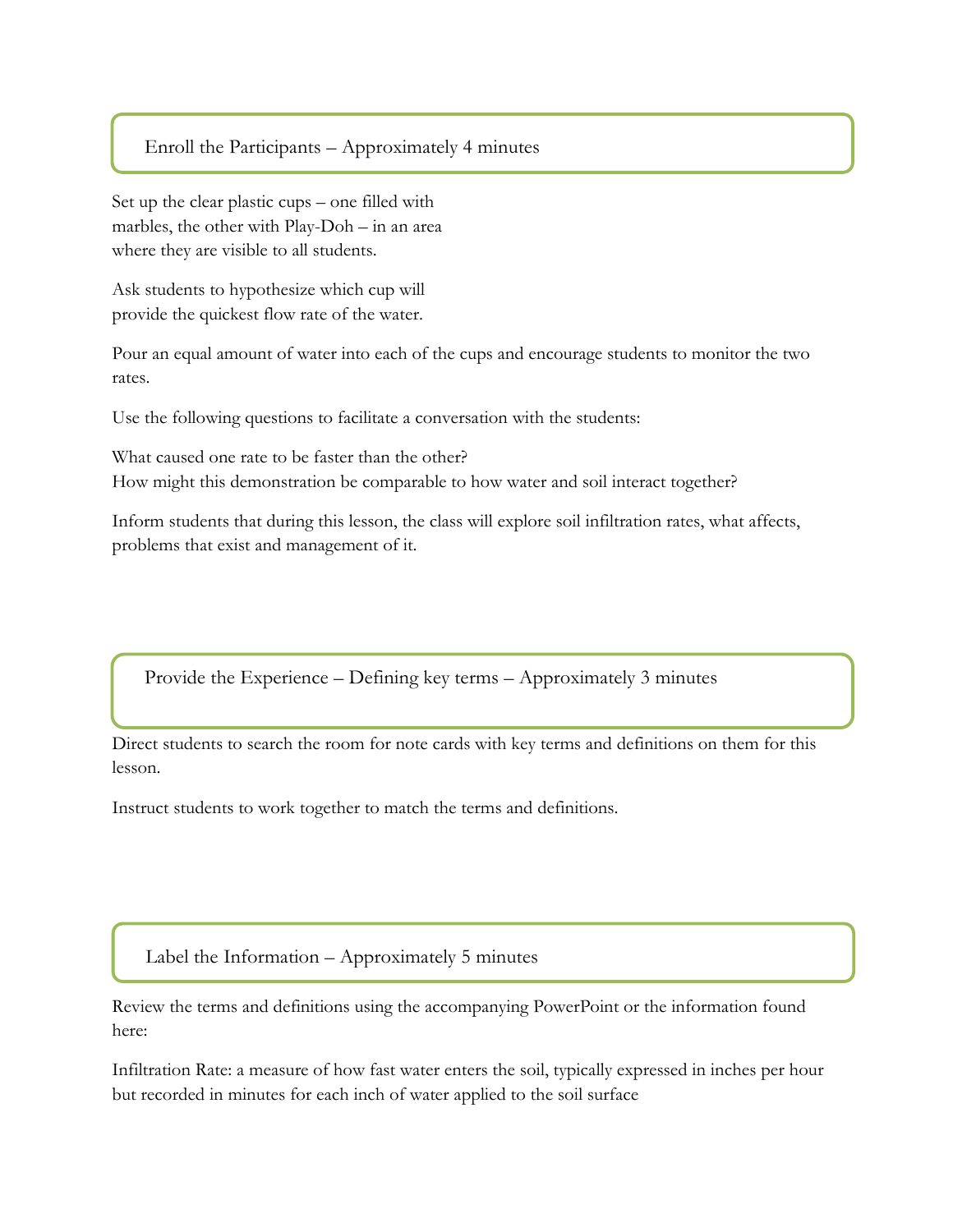## Enroll the Participants – Approximately 4 minutes

Set up the clear plastic cups – one filled with marbles, the other with Play-Doh – in an area where they are visible to all students.

Ask students to hypothesize which cup will provide the quickest flow rate of the water.

Pour an equal amount of water into each of the cups and encourage students to monitor the two rates.

Use the following questions to facilitate a conversation with the students:

What caused one rate to be faster than the other?
How might this demonstration be comparable to how water and soil interact together?

Inform students that during this lesson, the class will explore soil infiltration rates, what affects, problems that exist and management of it.

## Provide the Experience – Defining key terms – Approximately 3 minutes

Direct students to search the room for note cards with key terms and definitions on them for this lesson.

Instruct students to work together to match the terms and definitions.

## Label the Information – Approximately 5 minutes

Review the terms and definitions using the accompanying PowerPoint or the information found here:

Infiltration Rate: a measure of how fast water enters the soil, typically expressed in inches per hour but recorded in minutes for each inch of water applied to the soil surface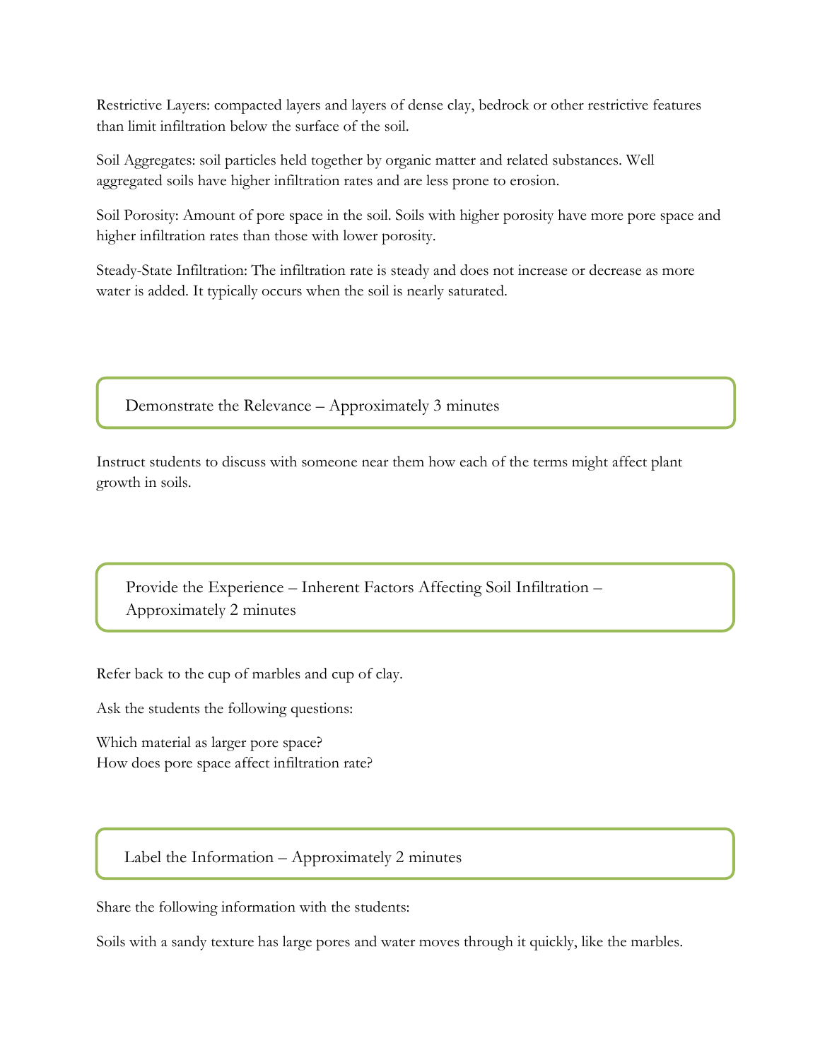Restrictive Layers: compacted layers and layers of dense clay, bedrock or other restrictive features than limit infiltration below the surface of the soil.

Soil Aggregates: soil particles held together by organic matter and related substances. Well aggregated soils have higher infiltration rates and are less prone to erosion.

Soil Porosity: Amount of pore space in the soil. Soils with higher porosity have more pore space and higher infiltration rates than those with lower porosity.

Steady-State Infiltration: The infiltration rate is steady and does not increase or decrease as more water is added. It typically occurs when the soil is nearly saturated.

## Demonstrate the Relevance – Approximately 3 minutes

Instruct students to discuss with someone near them how each of the terms might affect plant growth in soils.

## Provide the Experience – Inherent Factors Affecting Soil Infiltration – Approximately 2 minutes

Refer back to the cup of marbles and cup of clay.

Ask the students the following questions:

Which material as larger pore space?
How does pore space affect infiltration rate?

## Label the Information – Approximately 2 minutes

Share the following information with the students:

Soils with a sandy texture has large pores and water moves through it quickly, like the marbles.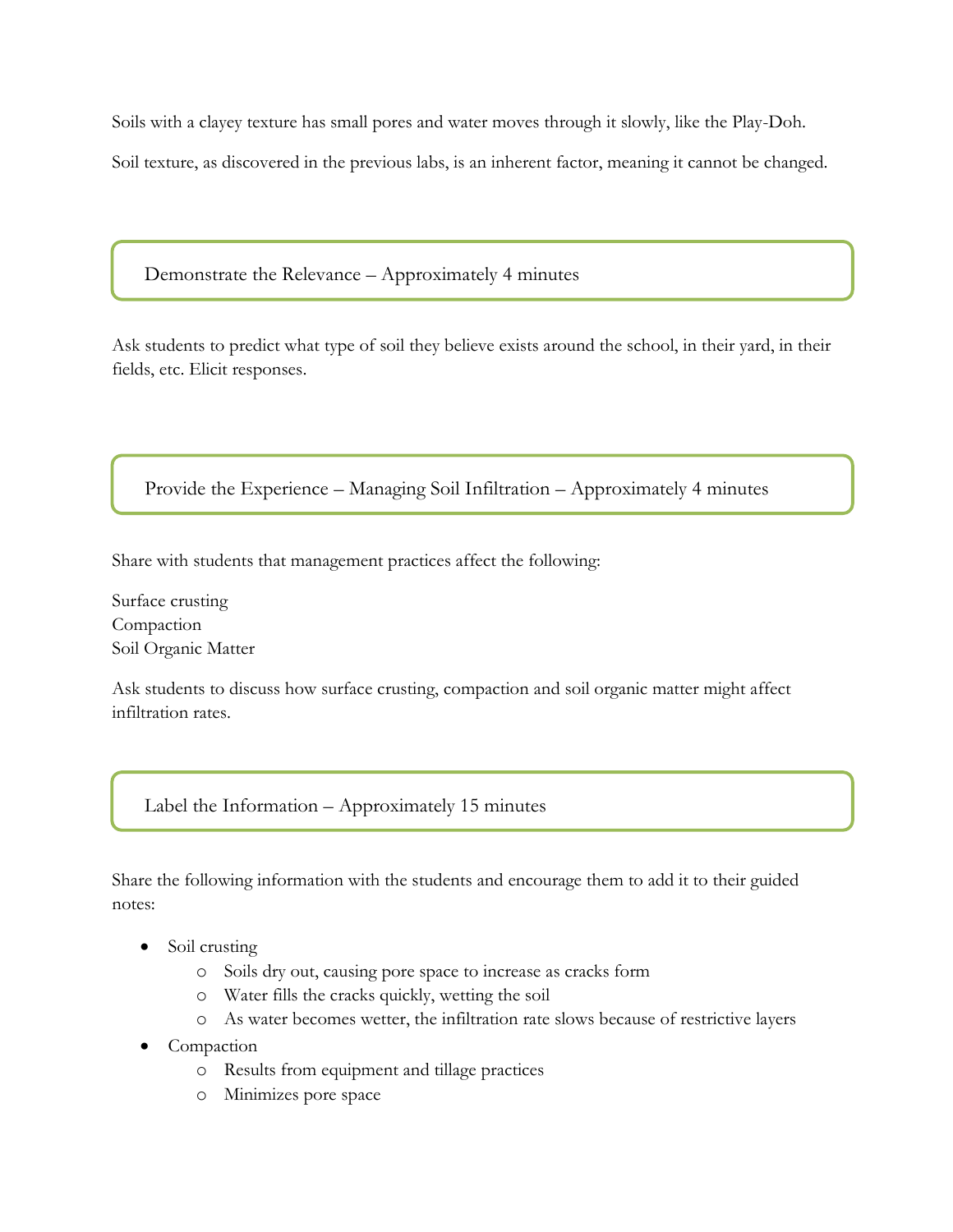Soils with a clayey texture has small pores and water moves through it slowly, like the Play-Doh.

Soil texture, as discovered in the previous labs, is an inherent factor, meaning it cannot be changed.

## Demonstrate the Relevance – Approximately 4 minutes

Ask students to predict what type of soil they believe exists around the school, in their yard, in their fields, etc. Elicit responses.

## Provide the Experience – Managing Soil Infiltration – Approximately 4 minutes

Share with students that management practices affect the following:

Surface crusting
Compaction
Soil Organic Matter

Ask students to discuss how surface crusting, compaction and soil organic matter might affect infiltration rates.

## Label the Information – Approximately 15 minutes

Share the following information with the students and encourage them to add it to their guided notes:

- Soil crusting
    - Soils dry out, causing pore space to increase as cracks form
    - Water fills the cracks quickly, wetting the soil
    - As water becomes wetter, the infiltration rate slows because of restrictive layers
- Compaction
    - Results from equipment and tillage practices
    - Minimizes pore space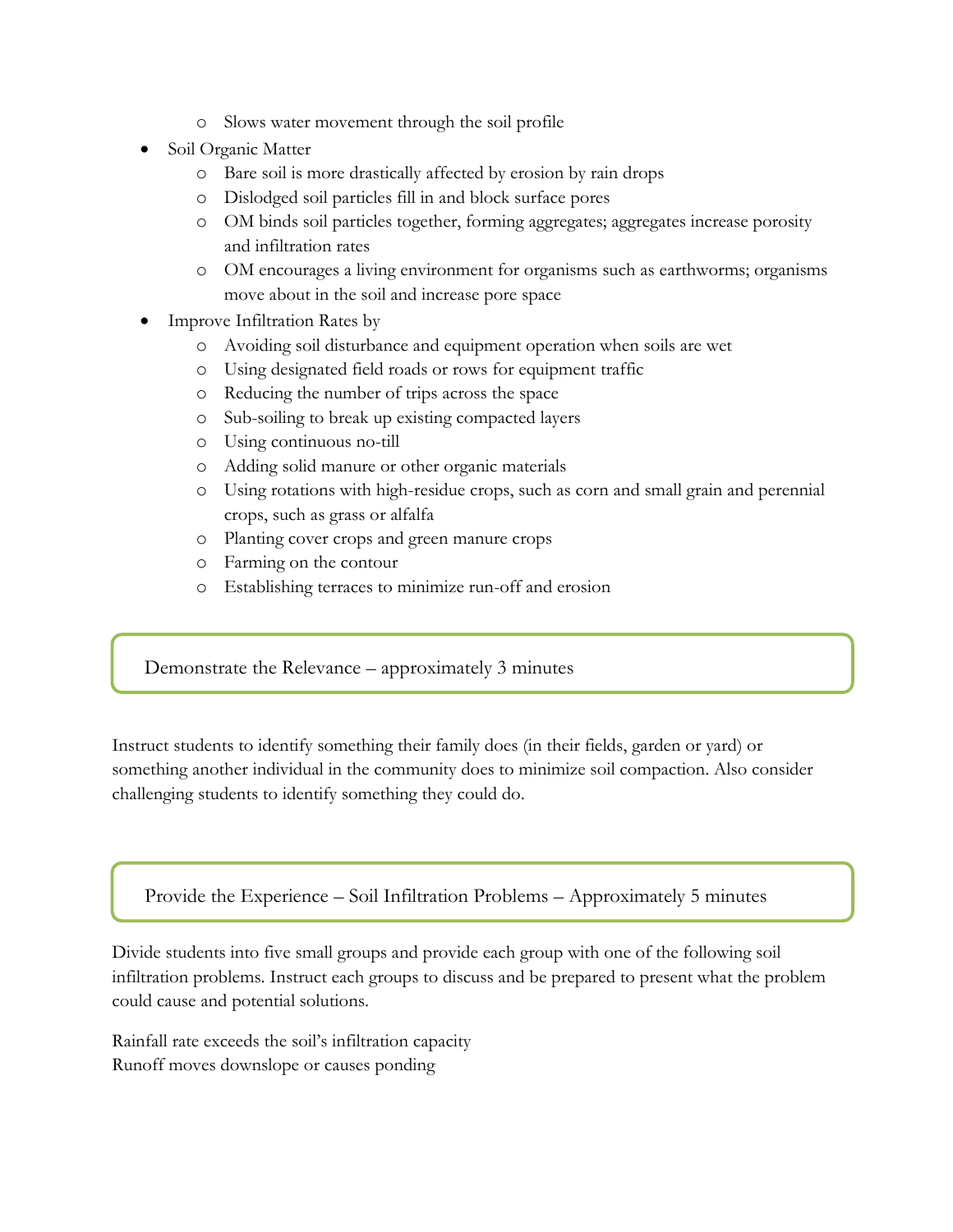- Slows water movement through the soil profile
- Soil Organic Matter
  - Bare soil is more drastically affected by erosion by rain drops
  - Dislodged soil particles fill in and block surface pores
  - OM binds soil particles together, forming aggregates; aggregates increase porosity and infiltration rates
  - OM encourages a living environment for organisms such as earthworms; organisms move about in the soil and increase pore space
- Improve Infiltration Rates by
  - Avoiding soil disturbance and equipment operation when soils are wet
  - Using designated field roads or rows for equipment traffic
  - Reducing the number of trips across the space
  - Sub-soiling to break up existing compacted layers
  - Using continuous no-till
  - Adding solid manure or other organic materials
  - Using rotations with high-residue crops, such as corn and small grain and perennial crops, such as grass or alfalfa
  - Planting cover crops and green manure crops
  - Farming on the contour
  - Establishing terraces to minimize run-off and erosion

## Demonstrate the Relevance – approximately 3 minutes

Instruct students to identify something their family does (in their fields, garden or yard) or something another individual in the community does to minimize soil compaction. Also consider challenging students to identify something they could do.

## Provide the Experience – Soil Infiltration Problems – Approximately 5 minutes

Divide students into five small groups and provide each group with one of the following soil infiltration problems. Instruct each groups to discuss and be prepared to present what the problem could cause and potential solutions.

Rainfall rate exceeds the soil's infiltration capacity
Runoff moves downslope or causes ponding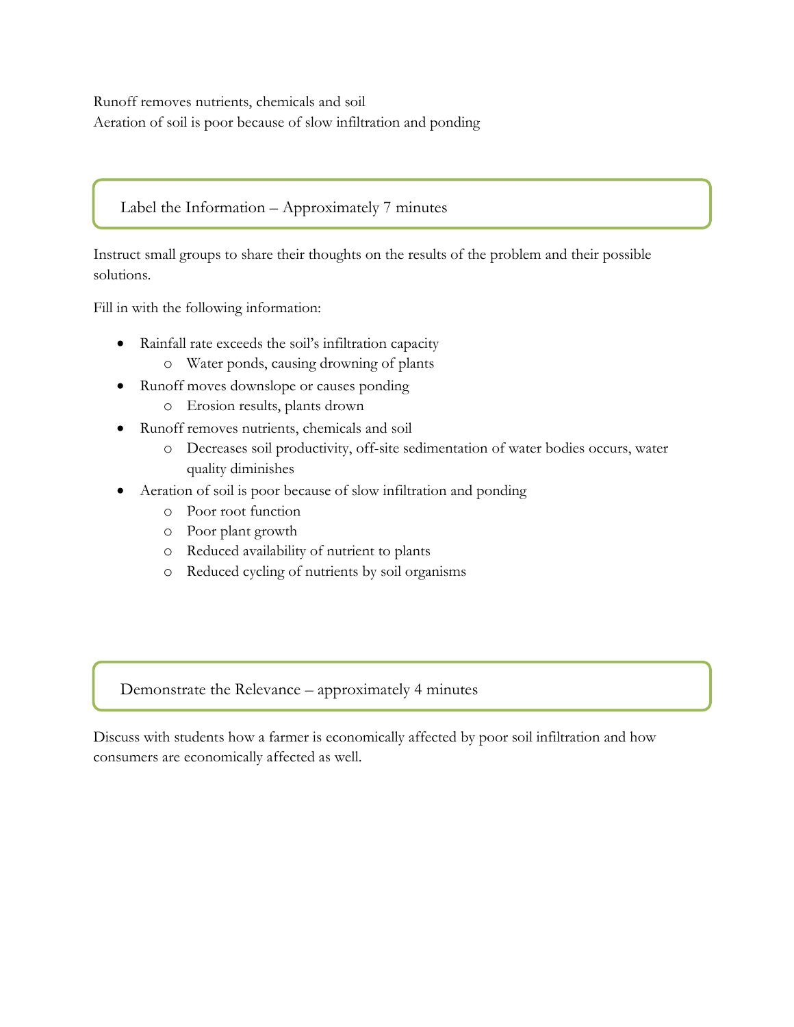Runoff removes nutrients, chemicals and soil
Aeration of soil is poor because of slow infiltration and ponding

## Label the Information – Approximately 7 minutes

Instruct small groups to share their thoughts on the results of the problem and their possible solutions.

Fill in with the following information:

- Rainfall rate exceeds the soil's infiltration capacity
  - Water ponds, causing drowning of plants
- Runoff moves downslope or causes ponding
  - Erosion results, plants drown
- Runoff removes nutrients, chemicals and soil
  - Decreases soil productivity, off-site sedimentation of water bodies occurs, water quality diminishes
- Aeration of soil is poor because of slow infiltration and ponding
  - Poor root function
  - Poor plant growth
  - Reduced availability of nutrient to plants
  - Reduced cycling of nutrients by soil organisms

## Demonstrate the Relevance – approximately 4 minutes

Discuss with students how a farmer is economically affected by poor soil infiltration and how consumers are economically affected as well.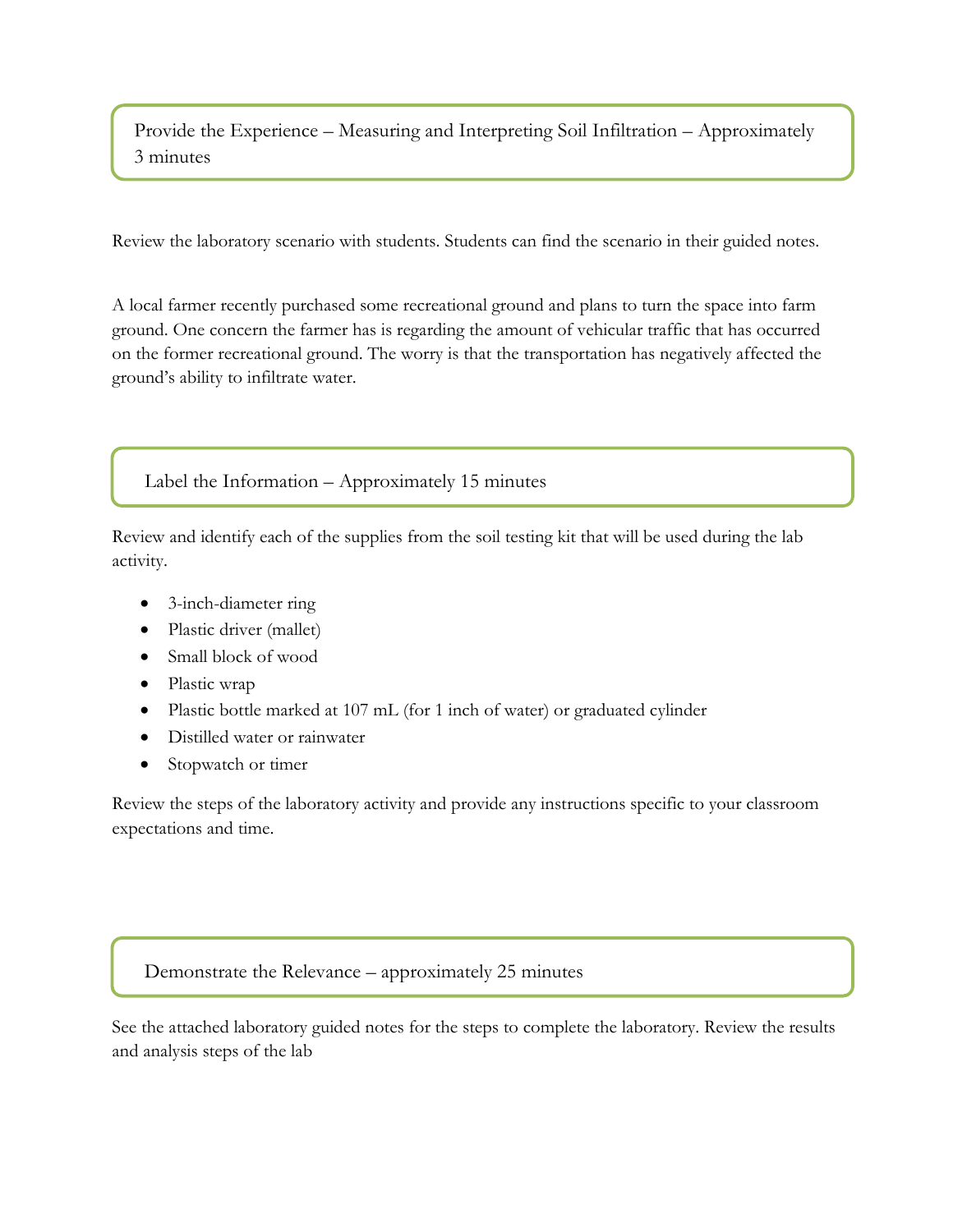## Provide the Experience – Measuring and Interpreting Soil Infiltration – Approximately 3 minutes

Review the laboratory scenario with students. Students can find the scenario in their guided notes.

A local farmer recently purchased some recreational ground and plans to turn the space into farm ground. One concern the farmer has is regarding the amount of vehicular traffic that has occurred on the former recreational ground. The worry is that the transportation has negatively affected the ground's ability to infiltrate water.

## Label the Information – Approximately 15 minutes

Review and identify each of the supplies from the soil testing kit that will be used during the lab activity.

- 3-inch-diameter ring
- Plastic driver (mallet)
- Small block of wood
- Plastic wrap
- Plastic bottle marked at 107 mL (for 1 inch of water) or graduated cylinder
- Distilled water or rainwater
- Stopwatch or timer

Review the steps of the laboratory activity and provide any instructions specific to your classroom expectations and time.

## Demonstrate the Relevance – approximately 25 minutes

See the attached laboratory guided notes for the steps to complete the laboratory. Review the results and analysis steps of the lab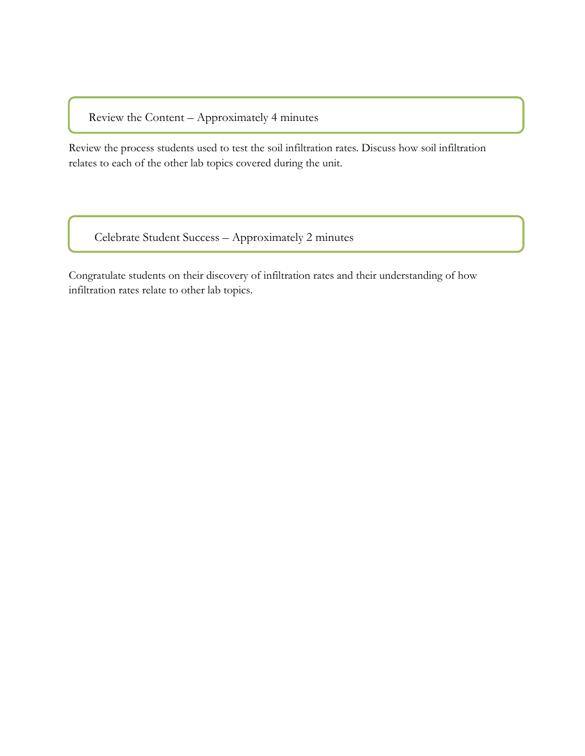## Review the Content – Approximately 4 minutes

Review the process students used to test the soil infiltration rates. Discuss how soil infiltration relates to each of the other lab topics covered during the unit.

## Celebrate Student Success – Approximately 2 minutes

Congratulate students on their discovery of infiltration rates and their understanding of how infiltration rates relate to other lab topics.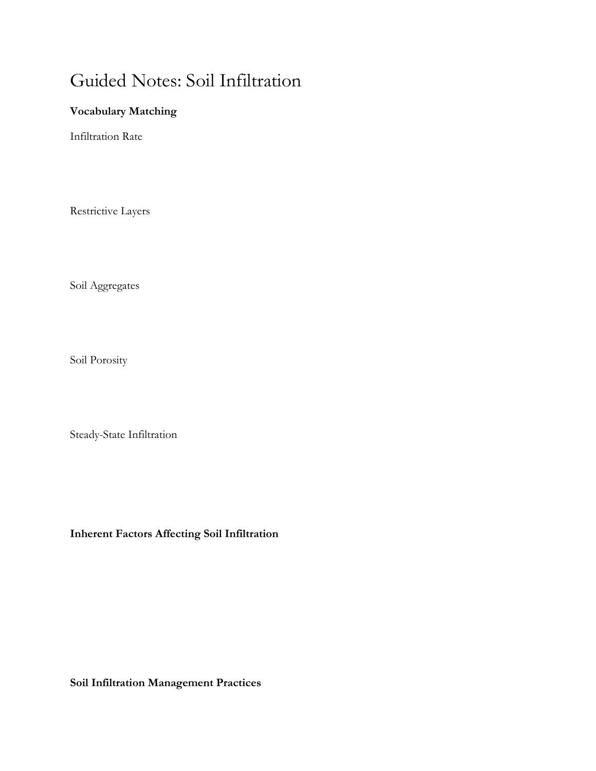# Guided Notes: Soil Infiltration

**Vocabulary Matching**

Infiltration Rate

Restrictive Layers

Soil Aggregates

Soil Porosity

Steady-State Infiltration

**Inherent Factors Affecting Soil Infiltration**

**Soil Infiltration Management Practices**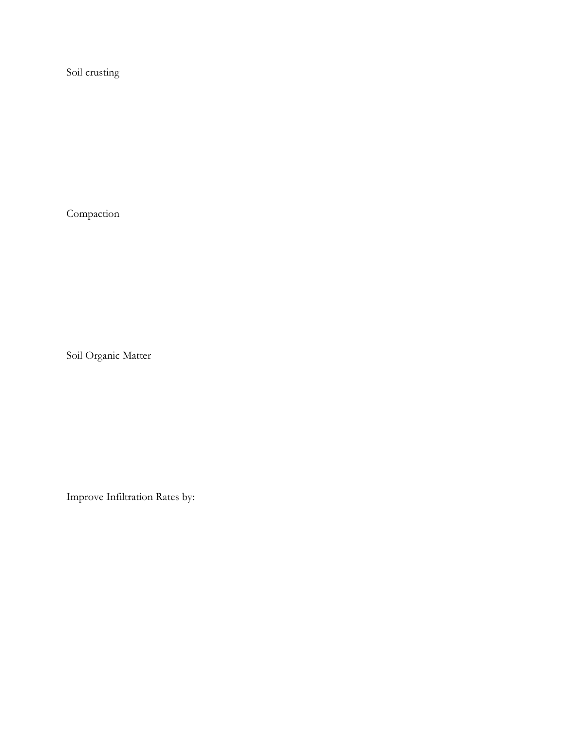Soil crusting

Compaction

Soil Organic Matter

Improve Infiltration Rates by: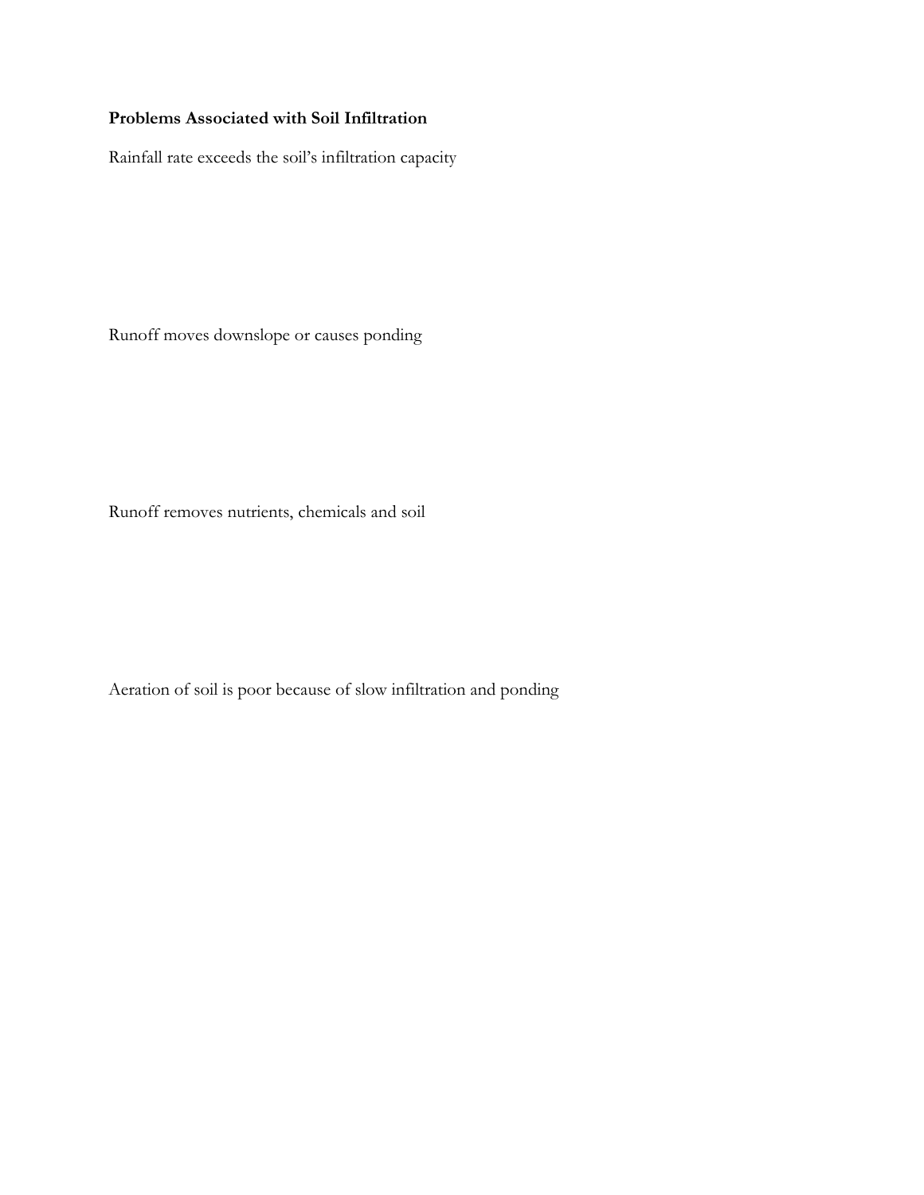**Problems Associated with Soil Infiltration**

Rainfall rate exceeds the soil's infiltration capacity

Runoff moves downslope or causes ponding

Runoff removes nutrients, chemicals and soil

Aeration of soil is poor because of slow infiltration and ponding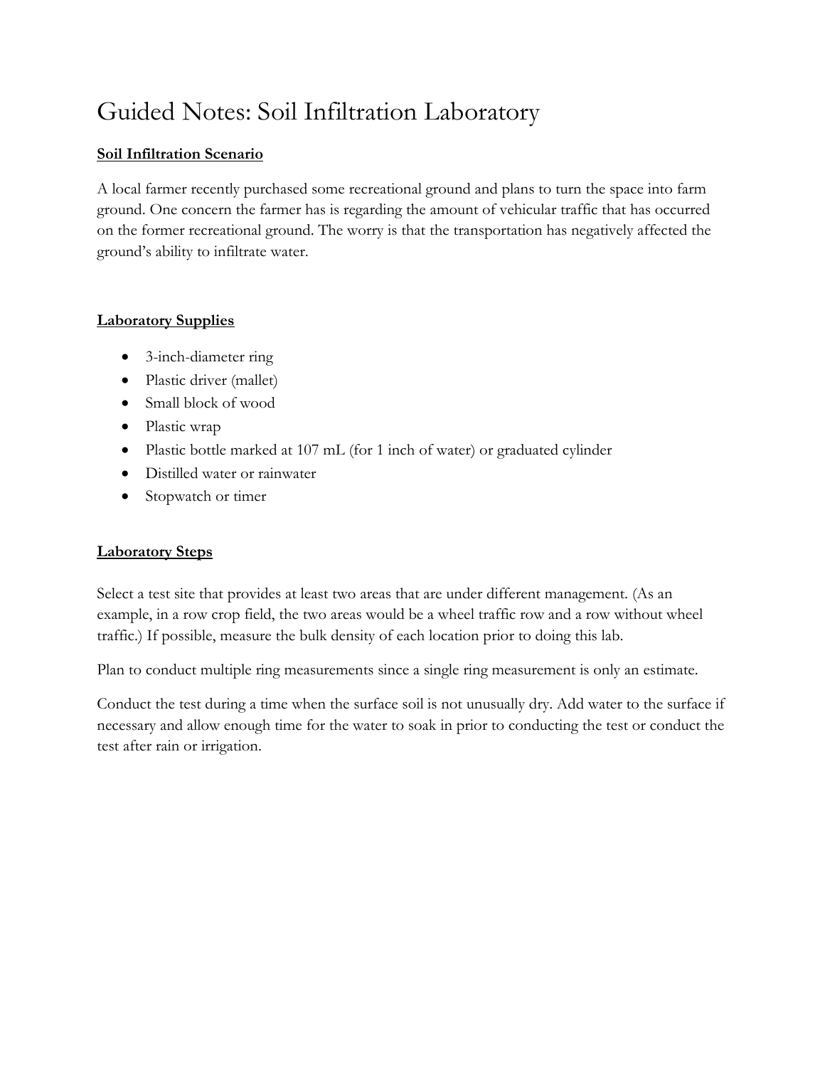# Guided Notes: Soil Infiltration Laboratory

**Soil Infiltration Scenario**

A local farmer recently purchased some recreational ground and plans to turn the space into farm ground. One concern the farmer has is regarding the amount of vehicular traffic that has occurred on the former recreational ground. The worry is that the transportation has negatively affected the ground's ability to infiltrate water.

**Laboratory Supplies**

- 3-inch-diameter ring
- Plastic driver (mallet)
- Small block of wood
- Plastic wrap
- Plastic bottle marked at 107 mL (for 1 inch of water) or graduated cylinder
- Distilled water or rainwater
- Stopwatch or timer

**Laboratory Steps**

Select a test site that provides at least two areas that are under different management. (As an example, in a row crop field, the two areas would be a wheel traffic row and a row without wheel traffic.) If possible, measure the bulk density of each location prior to doing this lab.

Plan to conduct multiple ring measurements since a single ring measurement is only an estimate.

Conduct the test during a time when the surface soil is not unusually dry. Add water to the surface if necessary and allow enough time for the water to soak in prior to conducting the test or conduct the test after rain or irrigation.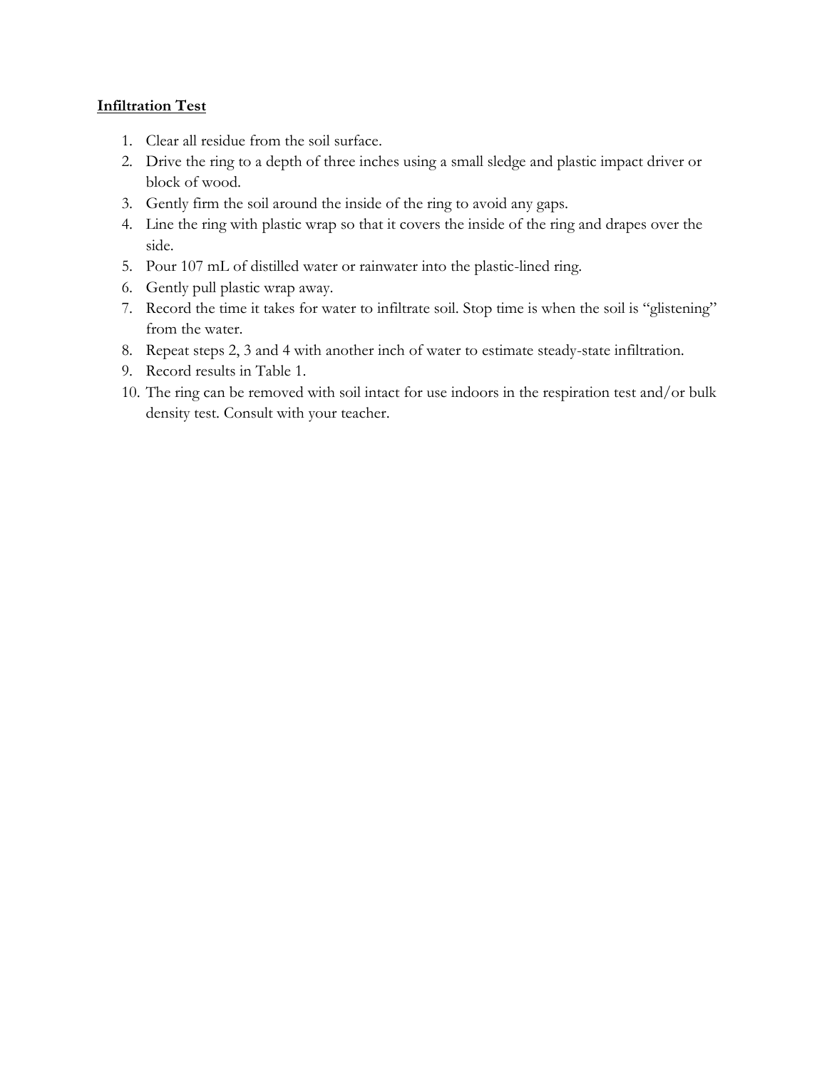**Infiltration Test**

1. Clear all residue from the soil surface.
2. Drive the ring to a depth of three inches using a small sledge and plastic impact driver or block of wood.
3. Gently firm the soil around the inside of the ring to avoid any gaps.
4. Line the ring with plastic wrap so that it covers the inside of the ring and drapes over the side.
5. Pour 107 mL of distilled water or rainwater into the plastic-lined ring.
6. Gently pull plastic wrap away.
7. Record the time it takes for water to infiltrate soil. Stop time is when the soil is "glistening" from the water.
8. Repeat steps 2, 3 and 4 with another inch of water to estimate steady-state infiltration.
9. Record results in Table 1.
10. The ring can be removed with soil intact for use indoors in the respiration test and/or bulk density test. Consult with your teacher.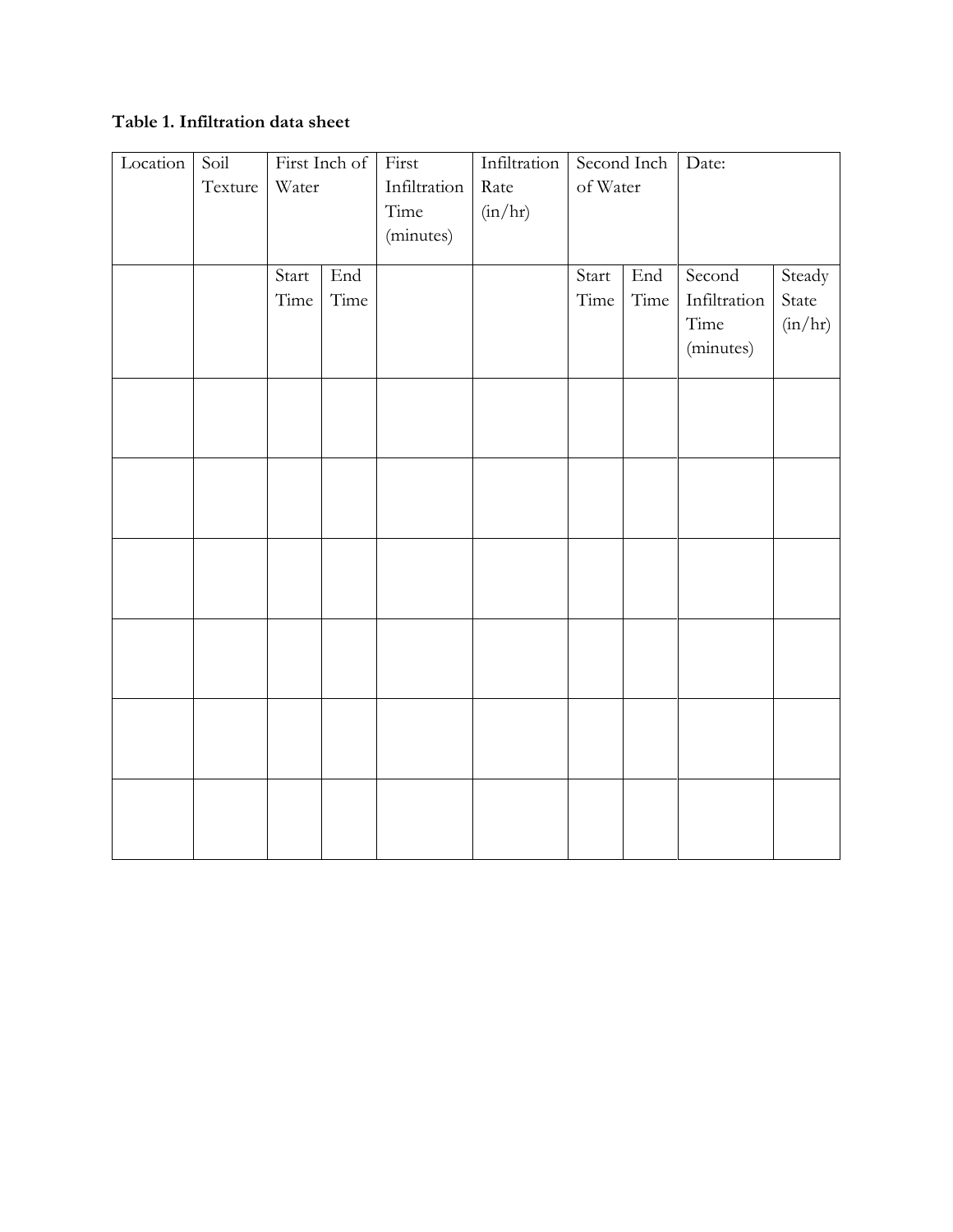**Table 1. Infiltration data sheet**

| Location | Soil Texture | First Inch of Water | | First Infiltration Time (minutes) | Infiltration Rate (in/hr) | Second Inch of Water | | Date: | |
|---|---|---|---|---|---|---|---|---|---|
| | | Start Time | End Time | | | Start Time | End Time | Second Infiltration Time (minutes) | Steady State (in/hr) |
| | | | | | | | | | |
| | | | | | | | | | |
| | | | | | | | | | |
| | | | | | | | | | |
| | | | | | | | | | |
| | | | | | | | | | |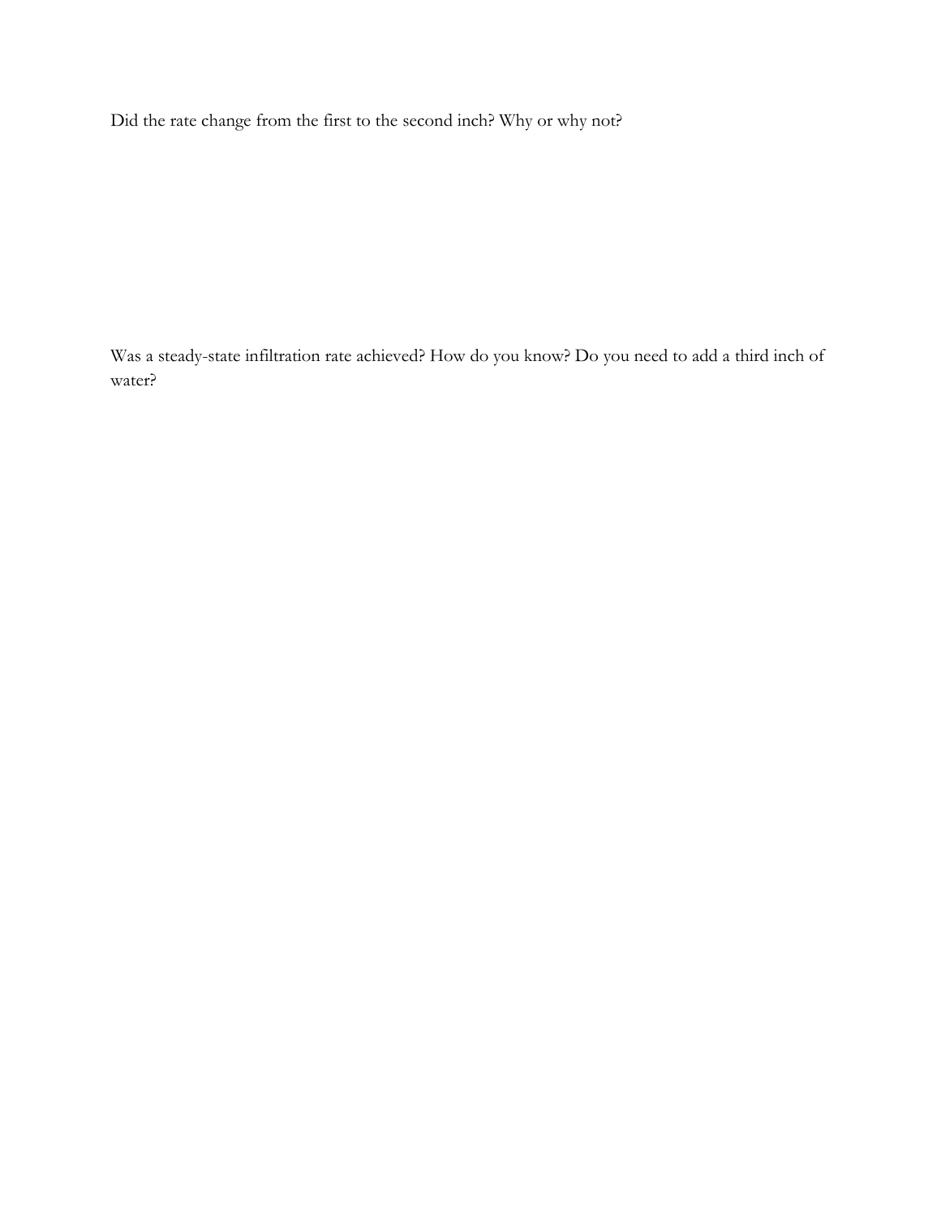Did the rate change from the first to the second inch? Why or why not?

Was a steady-state infiltration rate achieved? How do you know? Do you need to add a third inch of water?